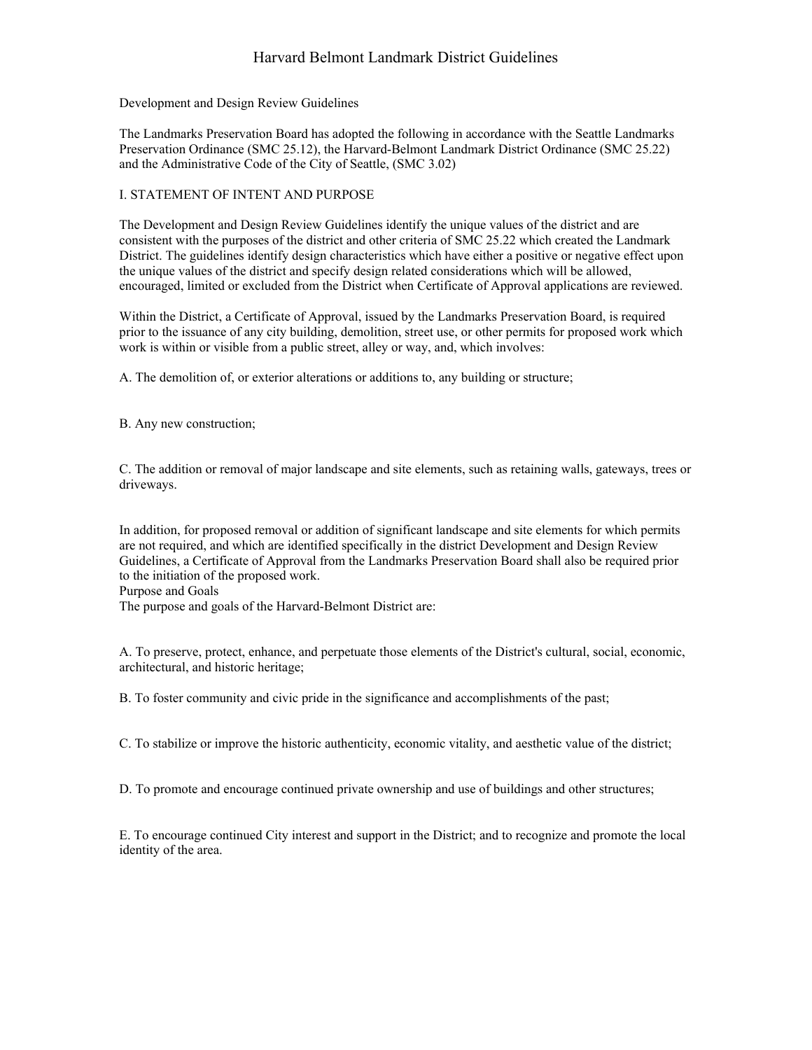# Harvard Belmont Landmark District Guidelines

## Development and Design Review Guidelines

The Landmarks Preservation Board has adopted the following in accordance with the Seattle Landmarks Preservation Ordinance (SMC 25.12), the Harvard-Belmont Landmark District Ordinance (SMC 25.22) and the Administrative Code of the City of Seattle, (SMC 3.02)

## I. STATEMENT OF INTENT AND PURPOSE

The Development and Design Review Guidelines identify the unique values of the district and are consistent with the purposes of the district and other criteria of SMC 25.22 which created the Landmark District. The guidelines identify design characteristics which have either a positive or negative effect upon the unique values of the district and specify design related considerations which will be allowed, encouraged, limited or excluded from the District when Certificate of Approval applications are reviewed.

Within the District, a Certificate of Approval, issued by the Landmarks Preservation Board, is required prior to the issuance of any city building, demolition, street use, or other permits for proposed work which work is within or visible from a public street, alley or way, and, which involves:

A. The demolition of, or exterior alterations or additions to, any building or structure;

B. Any new construction;

C. The addition or removal of major landscape and site elements, such as retaining walls, gateways, trees or driveways.

In addition, for proposed removal or addition of significant landscape and site elements for which permits are not required, and which are identified specifically in the district Development and Design Review Guidelines, a Certificate of Approval from the Landmarks Preservation Board shall also be required prior to the initiation of the proposed work.

### Purpose and Goals

The purpose and goals of the Harvard-Belmont District are:

A. To preserve, protect, enhance, and perpetuate those elements of the District's cultural, social, economic, architectural, and historic heritage;

B. To foster community and civic pride in the significance and accomplishments of the past;

C. To stabilize or improve the historic authenticity, economic vitality, and aesthetic value of the district;

D. To promote and encourage continued private ownership and use of buildings and other structures;

E. To encourage continued City interest and support in the District; and to recognize and promote the local identity of the area.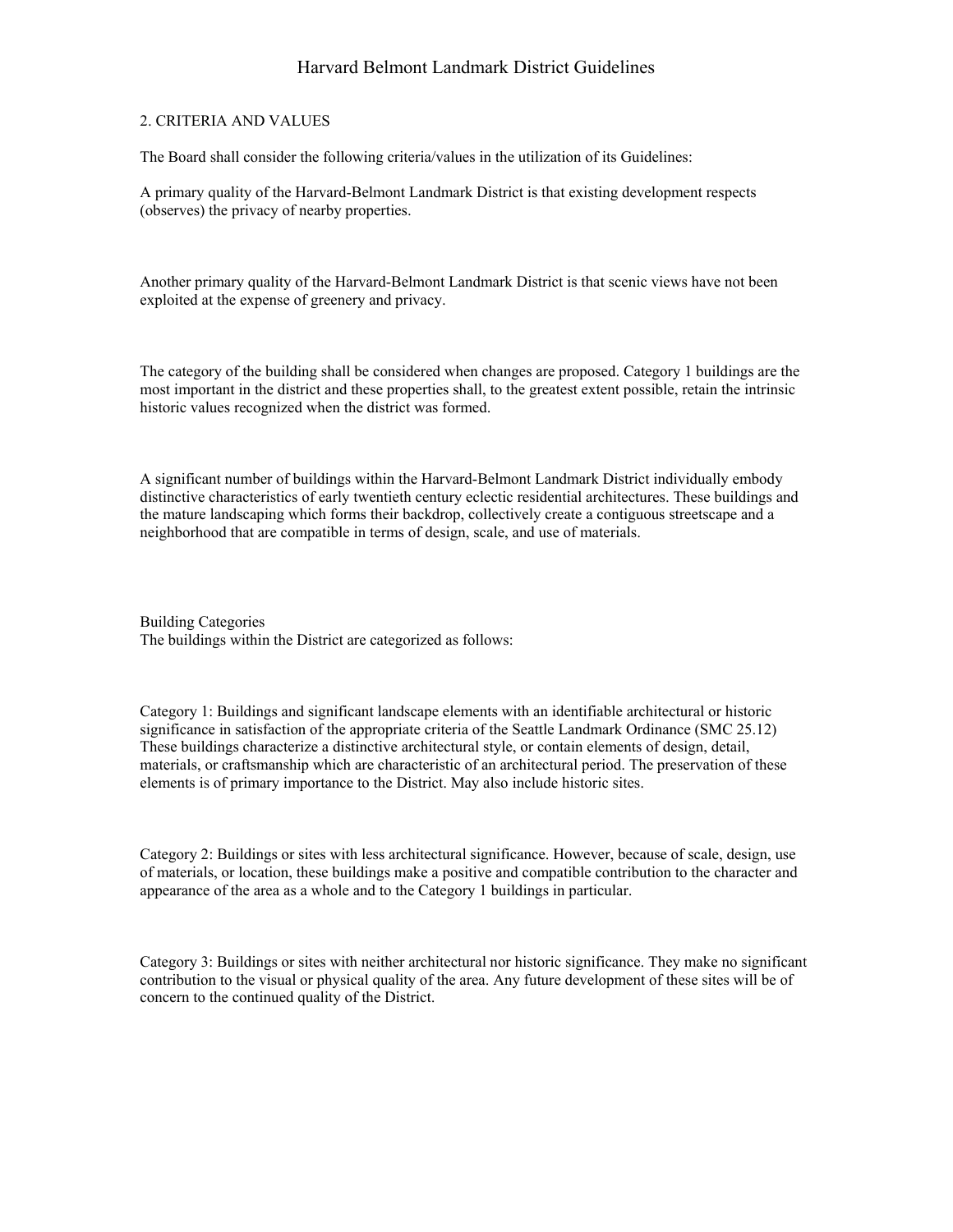## 2. CRITERIA AND VALUES

The Board shall consider the following criteria/values in the utilization of its Guidelines:

A primary quality of the Harvard-Belmont Landmark District is that existing development respects (observes) the privacy of nearby properties.

Another primary quality of the Harvard-Belmont Landmark District is that scenic views have not been exploited at the expense of greenery and privacy.

The category of the building shall be considered when changes are proposed. Category 1 buildings are the most important in the district and these properties shall, to the greatest extent possible, retain the intrinsic historic values recognized when the district was formed.

A significant number of buildings within the Harvard-Belmont Landmark District individually embody distinctive characteristics of early twentieth century eclectic residential architectures. These buildings and the mature landscaping which forms their backdrop, collectively create a contiguous streetscape and a neighborhood that are compatible in terms of design, scale, and use of materials.

### Building Categories

The buildings within the District are categorized as follows:

Category 1: Buildings and significant landscape elements with an identifiable architectural or historic significance in satisfaction of the appropriate criteria of the Seattle Landmark Ordinance (SMC 25.12) These buildings characterize a distinctive architectural style, or contain elements of design, detail, materials, or craftsmanship which are characteristic of an architectural period. The preservation of these elements is of primary importance to the District. May also include historic sites.

Category 2: Buildings or sites with less architectural significance. However, because of scale, design, use of materials, or location, these buildings make a positive and compatible contribution to the character and appearance of the area as a whole and to the Category 1 buildings in particular.

Category 3: Buildings or sites with neither architectural nor historic significance. They make no significant contribution to the visual or physical quality of the area. Any future development of these sites will be of concern to the continued quality of the District.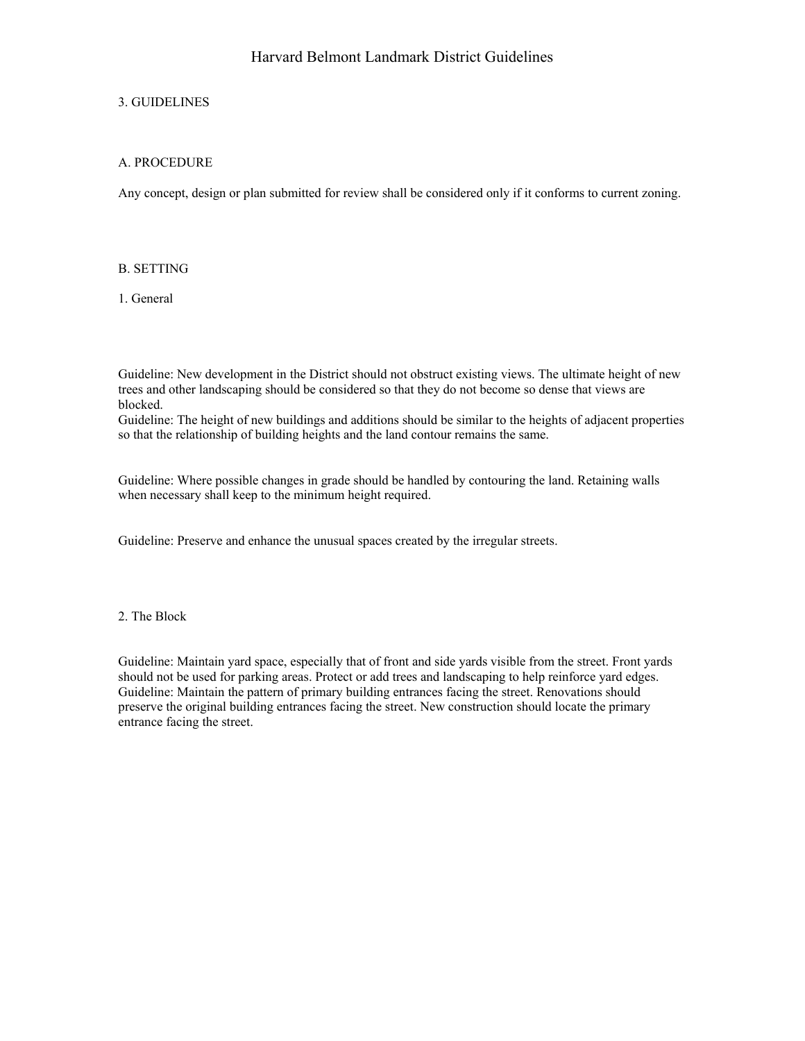# Harvard Belmont Landmark District Guidelines

## 3. GUIDELINES

### A. PROCEDURE

Any concept, design or plan submitted for review shall be considered only if it conforms to current zoning.

### B. SETTING

#### 1. General

Guideline: New development in the District should not obstruct existing views. The ultimate height of new trees and other landscaping should be considered so that they do not become so dense that views are blocked.

Guideline: The height of new buildings and additions should be similar to the heights of adjacent properties so that the relationship of building heights and the land contour remains the same.

Guideline: Where possible changes in grade should be handled by contouring the land. Retaining walls when necessary shall keep to the minimum height required.

Guideline: Preserve and enhance the unusual spaces created by the irregular streets.

#### 2. The Block

Guideline: Maintain yard space, especially that of front and side yards visible from the street. Front yards should not be used for parking areas. Protect or add trees and landscaping to help reinforce yard edges.

Guideline: Maintain the pattern of primary building entrances facing the street. Renovations should preserve the original building entrances facing the street. New construction should locate the primary entrance facing the street.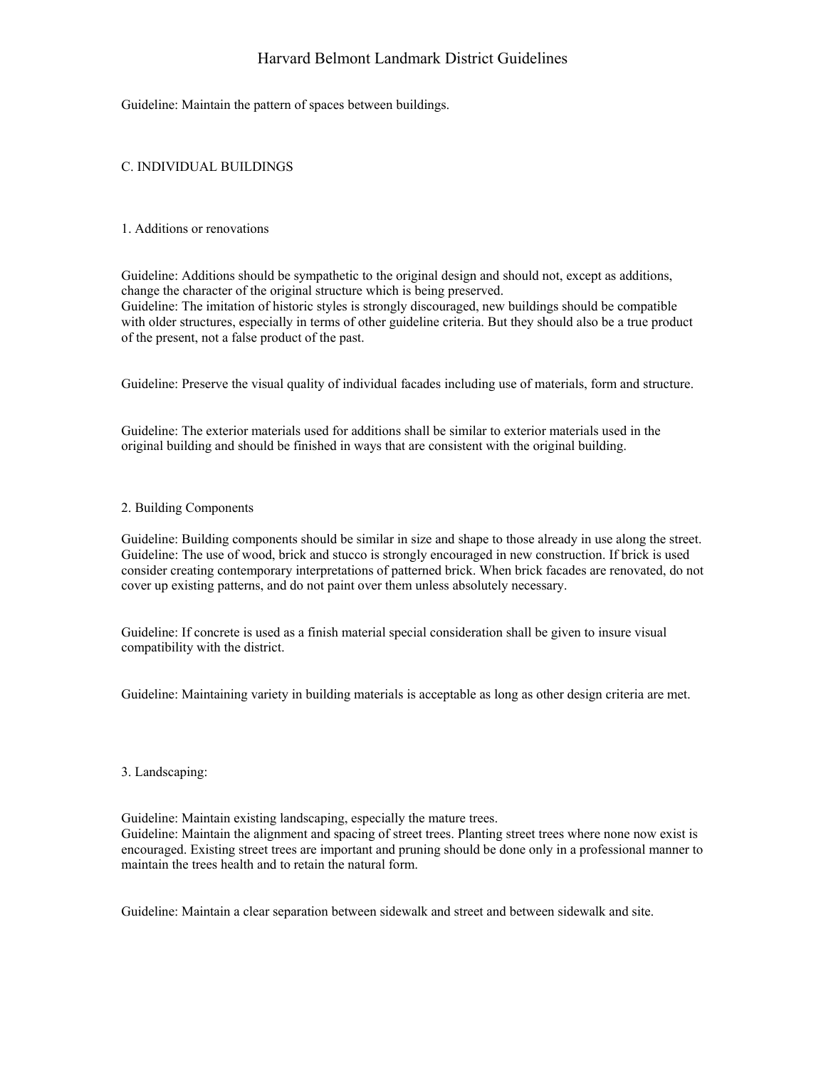Guideline: Maintain the pattern of spaces between buildings.

## C. INDIVIDUAL BUILDINGS

### 1. Additions or renovations

Guideline: Additions should be sympathetic to the original design and should not, except as additions, change the character of the original structure which is being preserved.
Guideline: The imitation of historic styles is strongly discouraged, new buildings should be compatible with older structures, especially in terms of other guideline criteria. But they should also be a true product of the present, not a false product of the past.

Guideline: Preserve the visual quality of individual facades including use of materials, form and structure.

Guideline: The exterior materials used for additions shall be similar to exterior materials used in the original building and should be finished in ways that are consistent with the original building.

### 2. Building Components

Guideline: Building components should be similar in size and shape to those already in use along the street.
Guideline: The use of wood, brick and stucco is strongly encouraged in new construction. If brick is used consider creating contemporary interpretations of patterned brick. When brick facades are renovated, do not cover up existing patterns, and do not paint over them unless absolutely necessary.

Guideline: If concrete is used as a finish material special consideration shall be given to insure visual compatibility with the district.

Guideline: Maintaining variety in building materials is acceptable as long as other design criteria are met.

### 3. Landscaping:

Guideline: Maintain existing landscaping, especially the mature trees.
Guideline: Maintain the alignment and spacing of street trees. Planting street trees where none now exist is encouraged. Existing street trees are important and pruning should be done only in a professional manner to maintain the trees health and to retain the natural form.

Guideline: Maintain a clear separation between sidewalk and street and between sidewalk and site.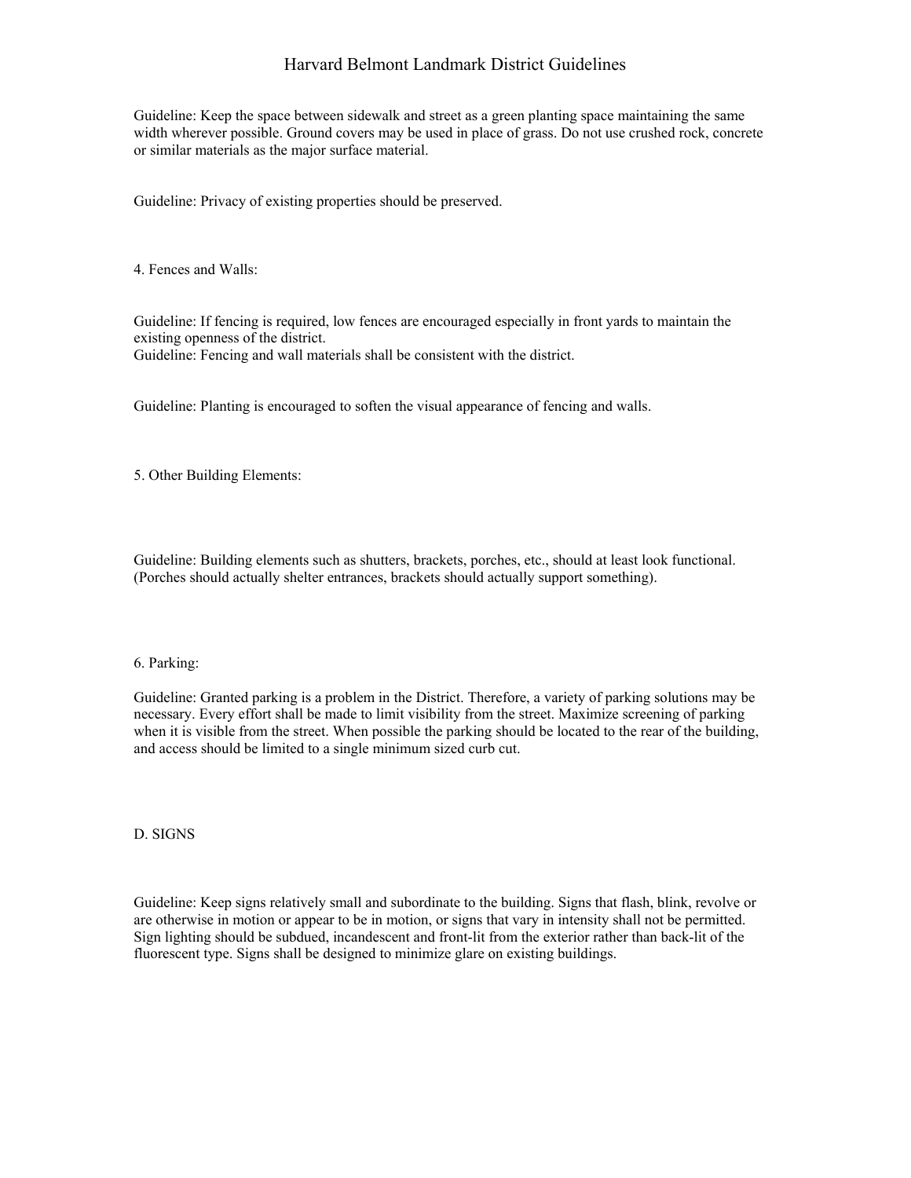Guideline: Keep the space between sidewalk and street as a green planting space maintaining the same width wherever possible. Ground covers may be used in place of grass. Do not use crushed rock, concrete or similar materials as the major surface material.

Guideline: Privacy of existing properties should be preserved.

### 4. Fences and Walls:

Guideline: If fencing is required, low fences are encouraged especially in front yards to maintain the existing openness of the district.
Guideline: Fencing and wall materials shall be consistent with the district.

Guideline: Planting is encouraged to soften the visual appearance of fencing and walls.

### 5. Other Building Elements:

Guideline: Building elements such as shutters, brackets, porches, etc., should at least look functional. (Porches should actually shelter entrances, brackets should actually support something).

### 6. Parking:

Guideline: Granted parking is a problem in the District. Therefore, a variety of parking solutions may be necessary. Every effort shall be made to limit visibility from the street. Maximize screening of parking when it is visible from the street. When possible the parking should be located to the rear of the building, and access should be limited to a single minimum sized curb cut.

## D. SIGNS

Guideline: Keep signs relatively small and subordinate to the building. Signs that flash, blink, revolve or are otherwise in motion or appear to be in motion, or signs that vary in intensity shall not be permitted. Sign lighting should be subdued, incandescent and front-lit from the exterior rather than back-lit of the fluorescent type. Signs shall be designed to minimize glare on existing buildings.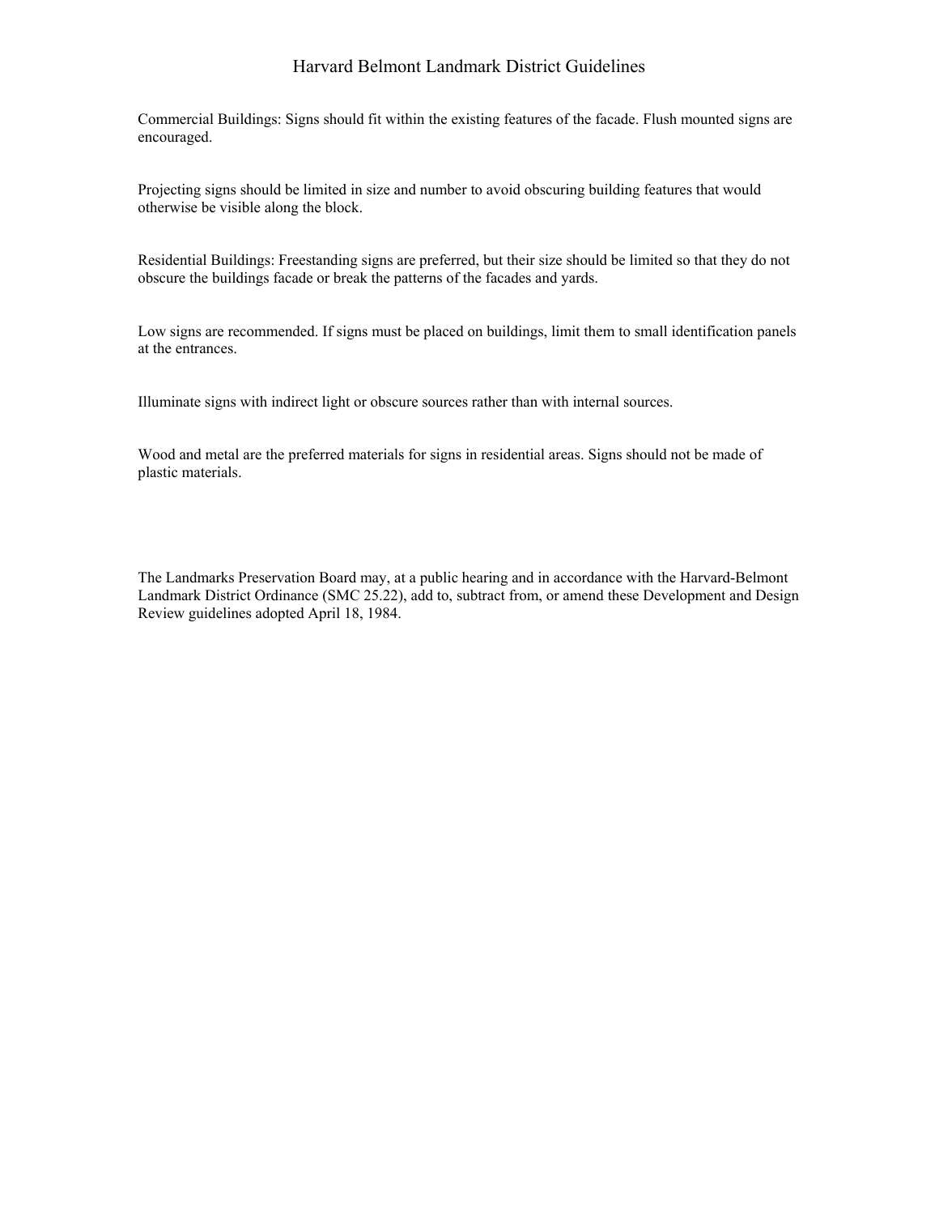# Harvard Belmont Landmark District Guidelines

Commercial Buildings: Signs should fit within the existing features of the facade. Flush mounted signs are encouraged.

Projecting signs should be limited in size and number to avoid obscuring building features that would otherwise be visible along the block.

Residential Buildings: Freestanding signs are preferred, but their size should be limited so that they do not obscure the buildings facade or break the patterns of the facades and yards.

Low signs are recommended. If signs must be placed on buildings, limit them to small identification panels at the entrances.

Illuminate signs with indirect light or obscure sources rather than with internal sources.

Wood and metal are the preferred materials for signs in residential areas. Signs should not be made of plastic materials.

The Landmarks Preservation Board may, at a public hearing and in accordance with the Harvard-Belmont Landmark District Ordinance (SMC 25.22), add to, subtract from, or amend these Development and Design Review guidelines adopted April 18, 1984.